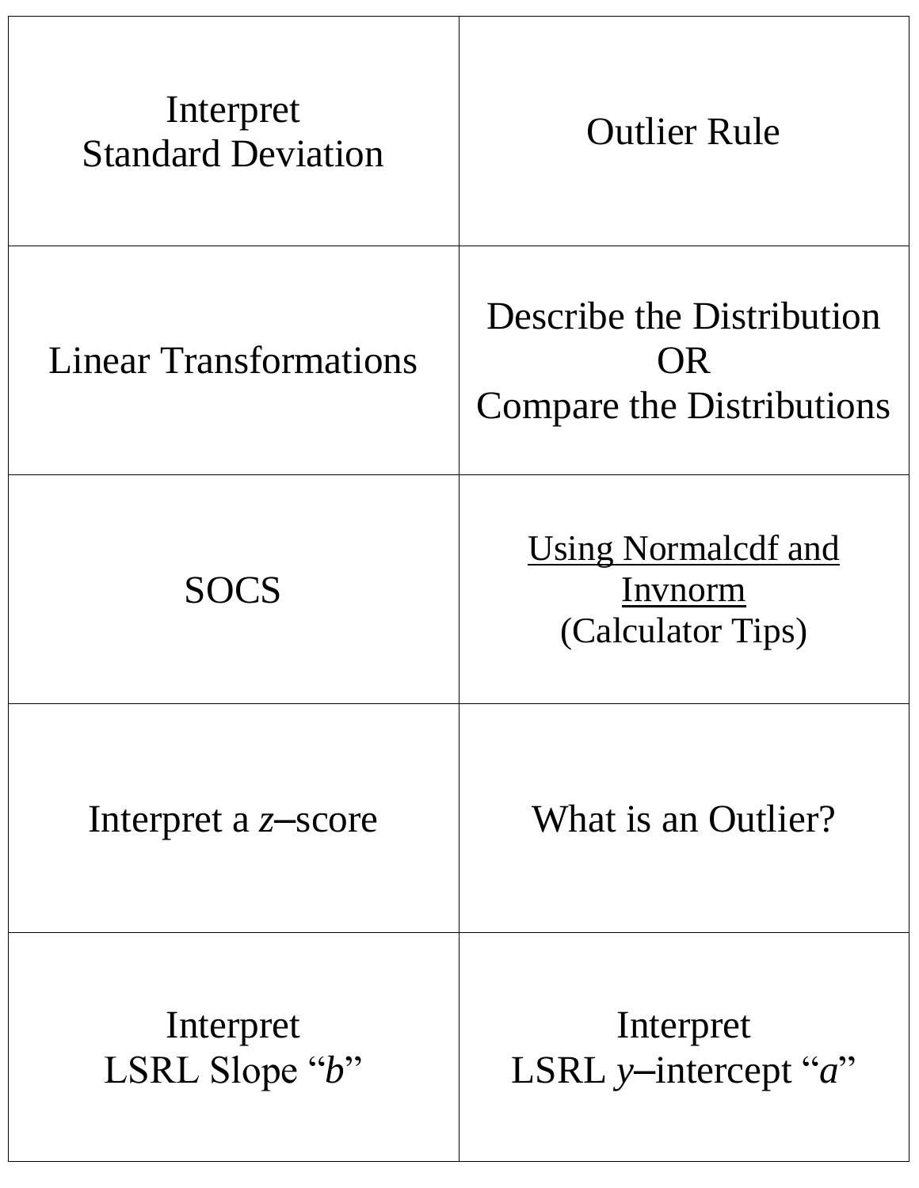| | |
|---|---|
| Interpret<br>Standard Deviation | Outlier Rule |
| Linear Transformations | Describe the Distribution<br>OR<br>Compare the Distributions |
| SOCS | <u>Using Normalcdf and Invnorm</u><br>(Calculator Tips) |
| Interpret a *z*–score | What is an Outlier? |
| Interpret<br>LSRL Slope "*b*" | Interpret<br>LSRL *y*–intercept "*a*" |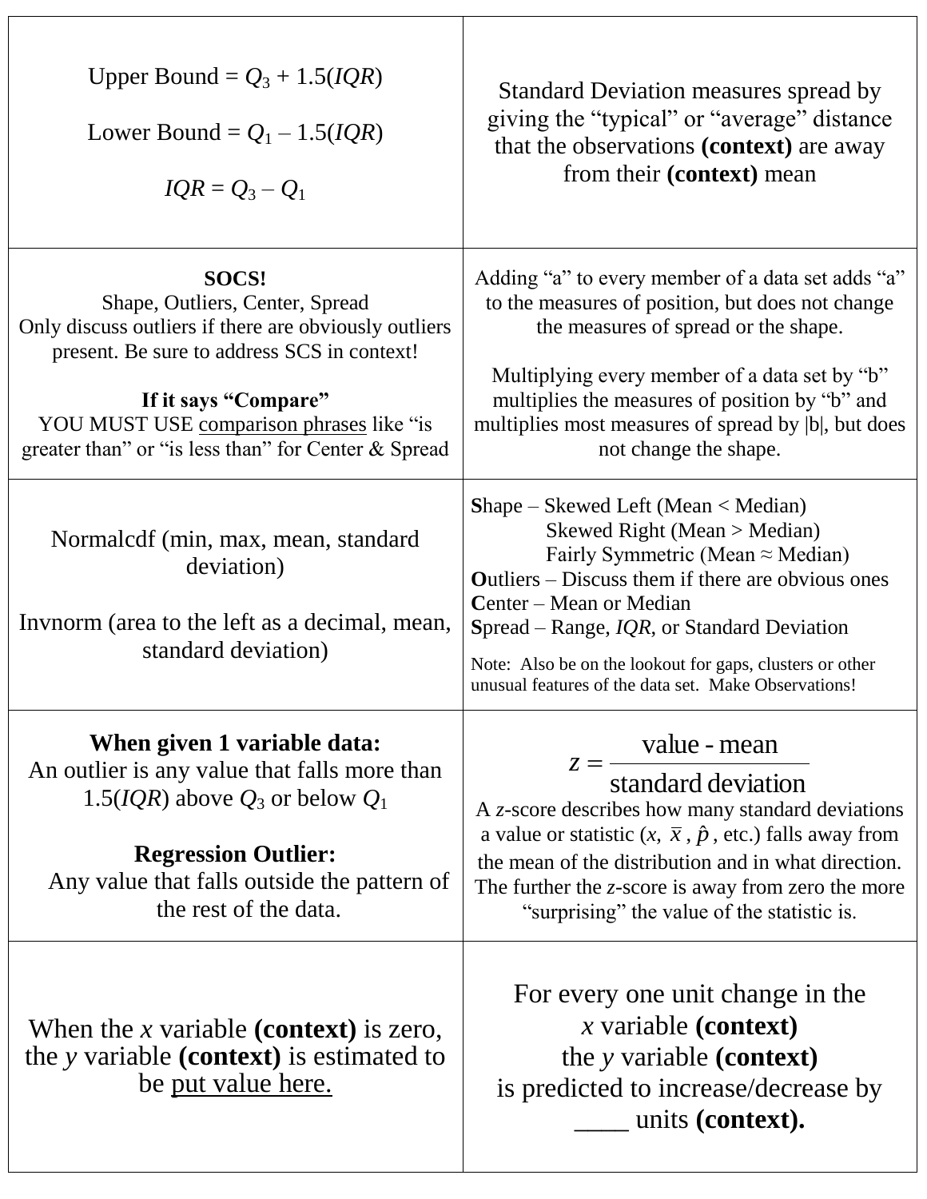| | |
|---|---|
| Upper Bound = $Q_3 + 1.5(IQR)$<br><br>Lower Bound = $Q_1 - 1.5(IQR)$<br><br>$IQR = Q_3 - Q_1$ | Standard Deviation measures spread by giving the "typical" or "average" distance that the observations **(context)** are away from their **(context)** mean |
| **SOCS!**<br>Shape, Outliers, Center, Spread<br>Only discuss outliers if there are obviously outliers present. Be sure to address SCS in context!<br><br>**If it says "Compare"**<br>YOU MUST USE comparison phrases like "is greater than" or "is less than" for Center & Spread | Adding "a" to every member of a data set adds "a" to the measures of position, but does not change the measures of spread or the shape.<br><br>Multiplying every member of a data set by "b" multiplies the measures of position by "b" and multiplies most measures of spread by $\lvert b \rvert$, but does not change the shape. |
| Normalcdf (min, max, mean, standard deviation)<br><br>Invnorm (area to the left as a decimal, mean, standard deviation) | **S**hape – Skewed Left (Mean < Median)<br>Skewed Right (Mean > Median)<br>Fairly Symmetric (Mean ≈ Median)<br>**O**utliers – Discuss them if there are obvious ones<br>**C**enter – Mean or Median<br>**S**pread – Range, *IQR*, or Standard Deviation<br><br>Note: Also be on the lookout for gaps, clusters or other unusual features of the data set. Make Observations! |
| **When given 1 variable data:**<br>An outlier is any value that falls more than $1.5(IQR)$ above $Q_3$ or below $Q_1$<br><br>**Regression Outlier:**<br>Any value that falls outside the pattern of the rest of the data. | $z = \dfrac{\text{value - mean}}{\text{standard deviation}}$<br>A *z*-score describes how many standard deviations a value or statistic ($x$, $\bar{x}$, $\hat{p}$, etc.) falls away from the mean of the distribution and in what direction. The further the *z*-score is away from zero the more "surprising" the value of the statistic is. |
| When the *x* variable **(context)** is zero, the *y* variable **(context)** is estimated to be put value here. | For every one unit change in the *x* variable **(context)** the *y* variable **(context)** is predicted to increase/decrease by ____ units **(context).** |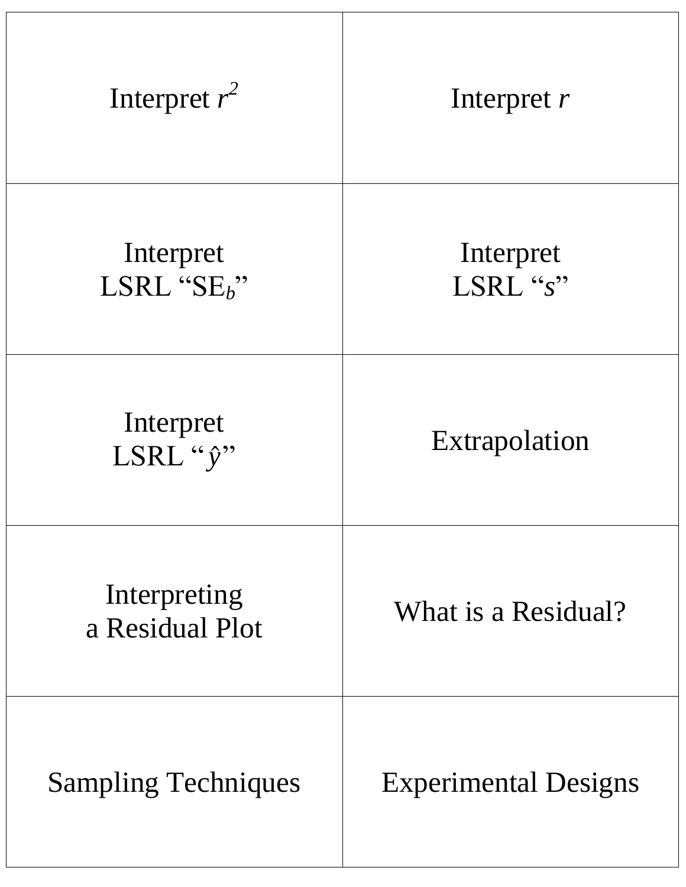| | |
|---|---|
| Interpret $r^2$ | Interpret $r$ |
| Interpret LSRL "$SE_b$" | Interpret LSRL "$s$" |
| Interpret LSRL "$\hat{y}$" | Extrapolation |
| Interpreting a Residual Plot | What is a Residual? |
| Sampling Techniques | Experimental Designs |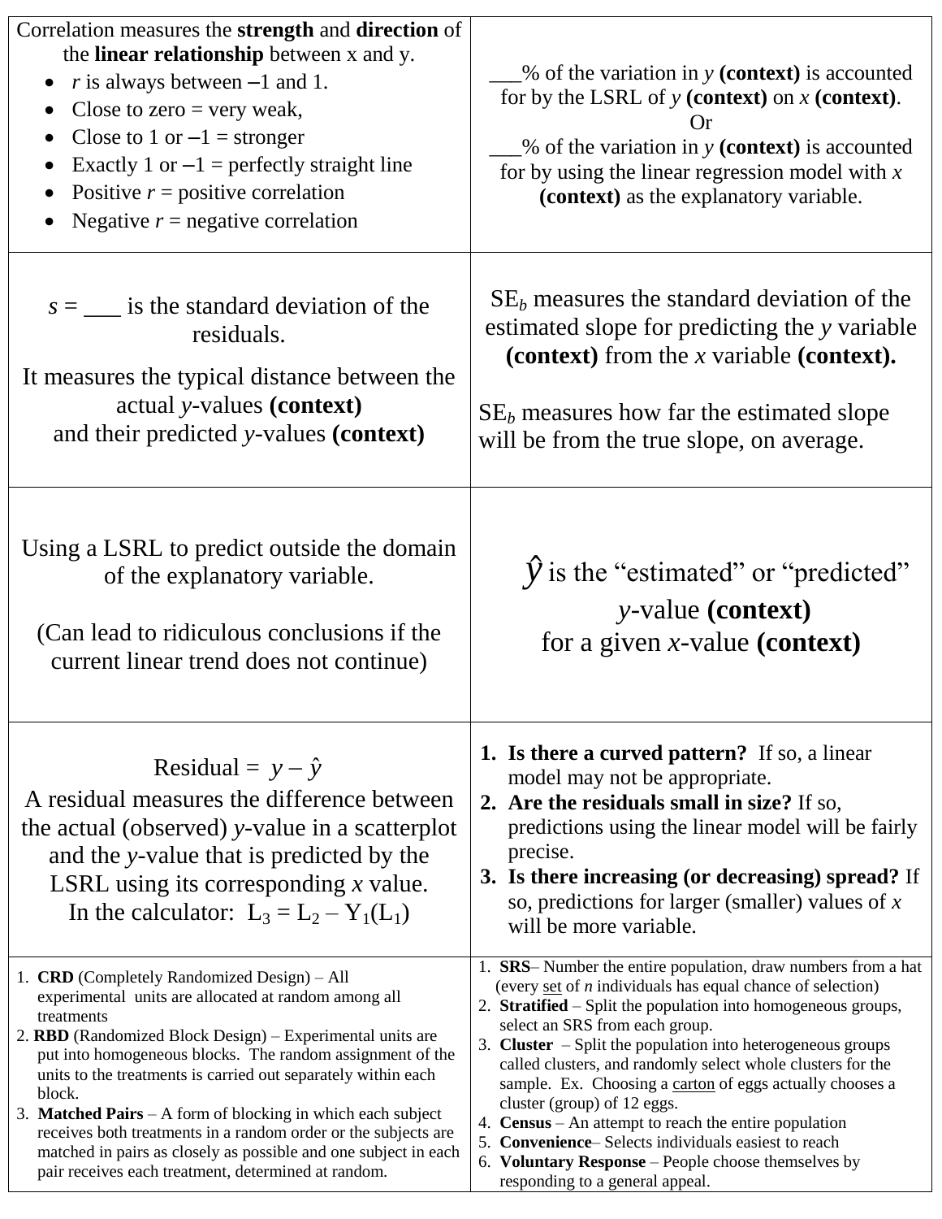| | |
|---|---|
| Correlation measures the **strength** and **direction** of the **linear relationship** between x and y.<br>• $r$ is always between –1 and 1.<br>• Close to zero = very weak,<br>• Close to 1 or –1 = stronger<br>• Exactly 1 or –1 = perfectly straight line<br>• Positive $r$ = positive correlation<br>• Negative $r$ = negative correlation | ___% of the variation in $y$ **(context)** is accounted for by the LSRL of $y$ **(context)** on $x$ **(context)**.<br>Or<br>___% of the variation in $y$ **(context)** is accounted for by using the linear regression model with $x$ **(context)** as the explanatory variable. |
| $s$ = ___ is the standard deviation of the residuals.<br>It measures the typical distance between the actual $y$-values **(context)** and their predicted $y$-values **(context)** | $SE_b$ measures the standard deviation of the estimated slope for predicting the $y$ variable **(context)** from the $x$ variable **(context).**<br><br>$SE_b$ measures how far the estimated slope will be from the true slope, on average. |
| Using a LSRL to predict outside the domain of the explanatory variable.<br><br>(Can lead to ridiculous conclusions if the current linear trend does not continue) | $\hat{y}$ is the "estimated" or "predicted" $y$-value **(context)** for a given $x$-value **(context)** |
| Residual = $y - \hat{y}$<br>A residual measures the difference between the actual (observed) $y$-value in a scatterplot and the $y$-value that is predicted by the LSRL using its corresponding $x$ value.<br>In the calculator: $L_3 = L_2 - Y_1(L_1)$ | 1. **Is there a curved pattern?** If so, a linear model may not be appropriate.<br>2. **Are the residuals small in size?** If so, predictions using the linear model will be fairly precise.<br>3. **Is there increasing (or decreasing) spread?** If so, predictions for larger (smaller) values of $x$ will be more variable. |
| 1. **CRD** (Completely Randomized Design) – All experimental units are allocated at random among all treatments<br>2. **RBD** (Randomized Block Design) – Experimental units are put into homogeneous blocks. The random assignment of the units to the treatments is carried out separately within each block.<br>3. **Matched Pairs** – A form of blocking in which each subject receives both treatments in a random order or the subjects are matched in pairs as closely as possible and one subject in each pair receives each treatment, determined at random. | 1. **SRS**– Number the entire population, draw numbers from a hat (every set of $n$ individuals has equal chance of selection)<br>2. **Stratified** – Split the population into homogeneous groups, select an SRS from each group.<br>3. **Cluster** – Split the population into heterogeneous groups called clusters, and randomly select whole clusters for the sample. Ex. Choosing a carton of eggs actually chooses a cluster (group) of 12 eggs.<br>4. **Census** – An attempt to reach the entire population<br>5. **Convenience**– Selects individuals easiest to reach<br>6. **Voluntary Response** – People choose themselves by responding to a general appeal. |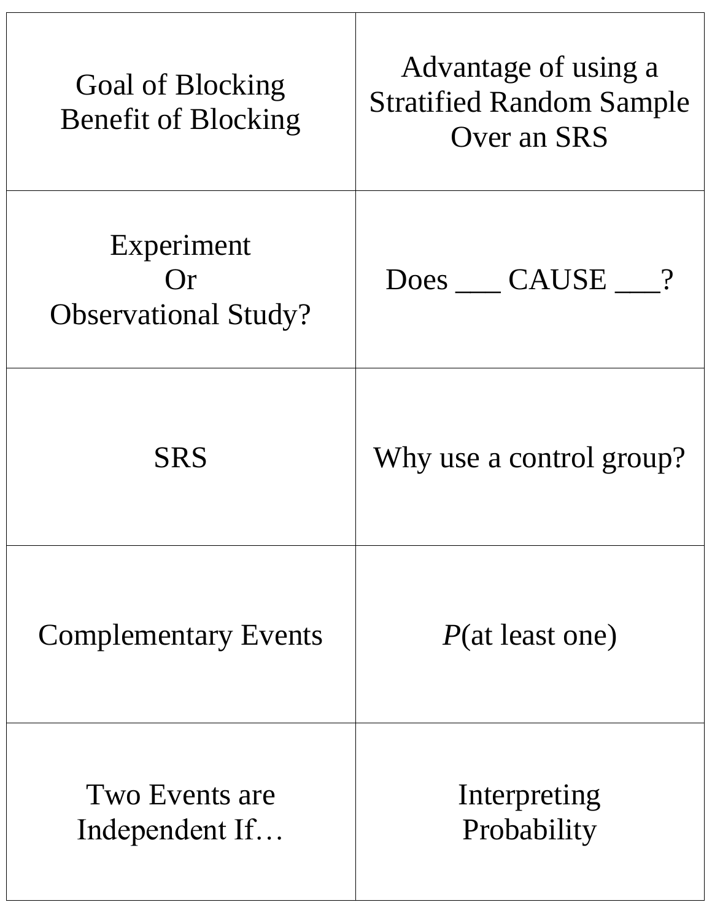| | |
|---|---|
| Goal of Blocking<br>Benefit of Blocking | Advantage of using a Stratified Random Sample Over an SRS |
| Experiment<br>Or<br>Observational Study? | Does ___ CAUSE ___? |
| SRS | Why use a control group? |
| Complementary Events | *P*(at least one) |
| Two Events are Independent If… | Interpreting Probability |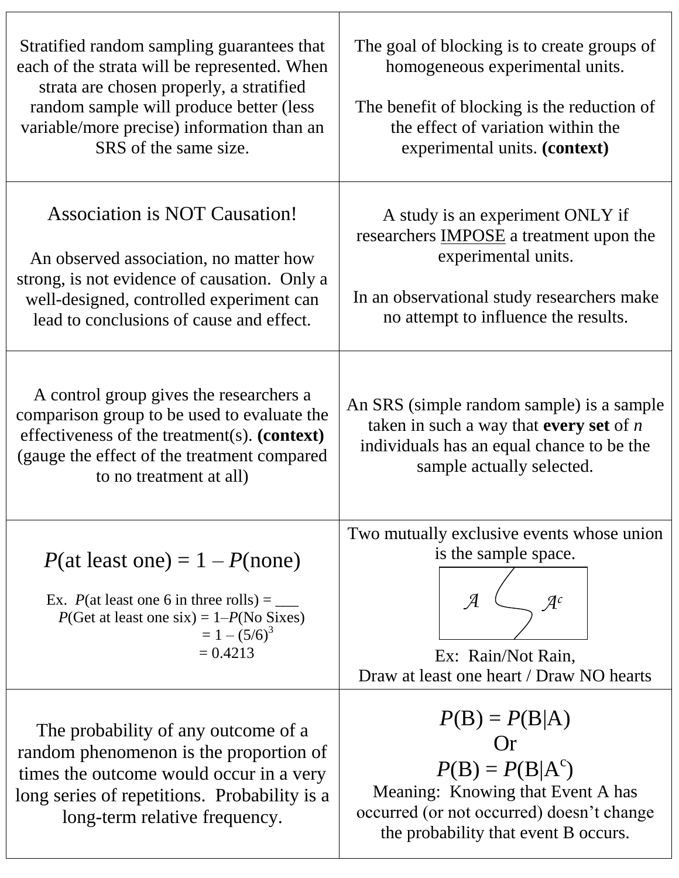Stratified random sampling guarantees that each of the strata will be represented. When strata are chosen properly, a stratified random sample will produce better (less variable/more precise) information than an SRS of the same size.

The goal of blocking is to create groups of homogeneous experimental units.

The benefit of blocking is the reduction of the effect of variation within the experimental units. **(context)**

Association is NOT Causation!

An observed association, no matter how strong, is not evidence of causation. Only a well-designed, controlled experiment can lead to conclusions of cause and effect.

A study is an experiment ONLY if researchers IMPOSE a treatment upon the experimental units.

In an observational study researchers make no attempt to influence the results.

A control group gives the researchers a comparison group to be used to evaluate the effectiveness of the treatment(s). **(context)** (gauge the effect of the treatment compared to no treatment at all)

An SRS (simple random sample) is a sample taken in such a way that **every set** of $n$ individuals has an equal chance to be the sample actually selected.

$P(\text{at least one}) = 1 - P(\text{none})$

Ex. $P$(at least one 6 in three rolls) = ___

$P(\text{Get at least one six}) = 1 - P(\text{No Sixes})$
$= 1 - (5/6)^3$
$= 0.4213$

Two mutually exclusive events whose union is the sample space.

$A$ | $A^c$

Ex: Rain/Not Rain,
Draw at least one heart / Draw NO hearts

The probability of any outcome of a random phenomenon is the proportion of times the outcome would occur in a very long series of repetitions. Probability is a long-term relative frequency.

$P(B) = P(B|A)$
Or
$P(B) = P(B|A^c)$

Meaning: Knowing that Event A has occurred (or not occurred) doesn't change the probability that event B occurs.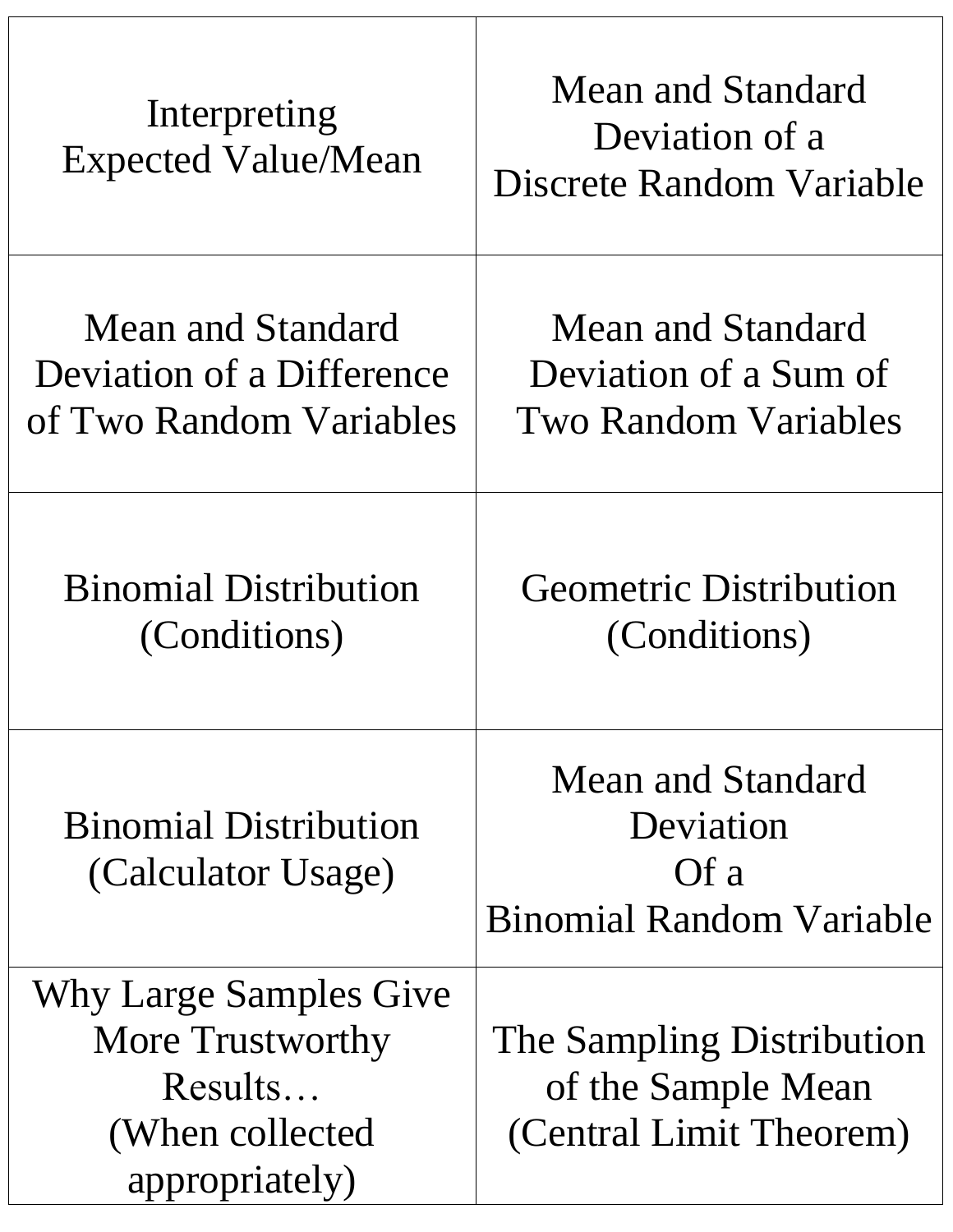| | |
|---|---|
| Interpreting Expected Value/Mean | Mean and Standard Deviation of a Discrete Random Variable |
| Mean and Standard Deviation of a Difference of Two Random Variables | Mean and Standard Deviation of a Sum of Two Random Variables |
| Binomial Distribution (Conditions) | Geometric Distribution (Conditions) |
| Binomial Distribution (Calculator Usage) | Mean and Standard Deviation Of a Binomial Random Variable |
| Why Large Samples Give More Trustworthy Results… (When collected appropriately) | The Sampling Distribution of the Sample Mean (Central Limit Theorem) |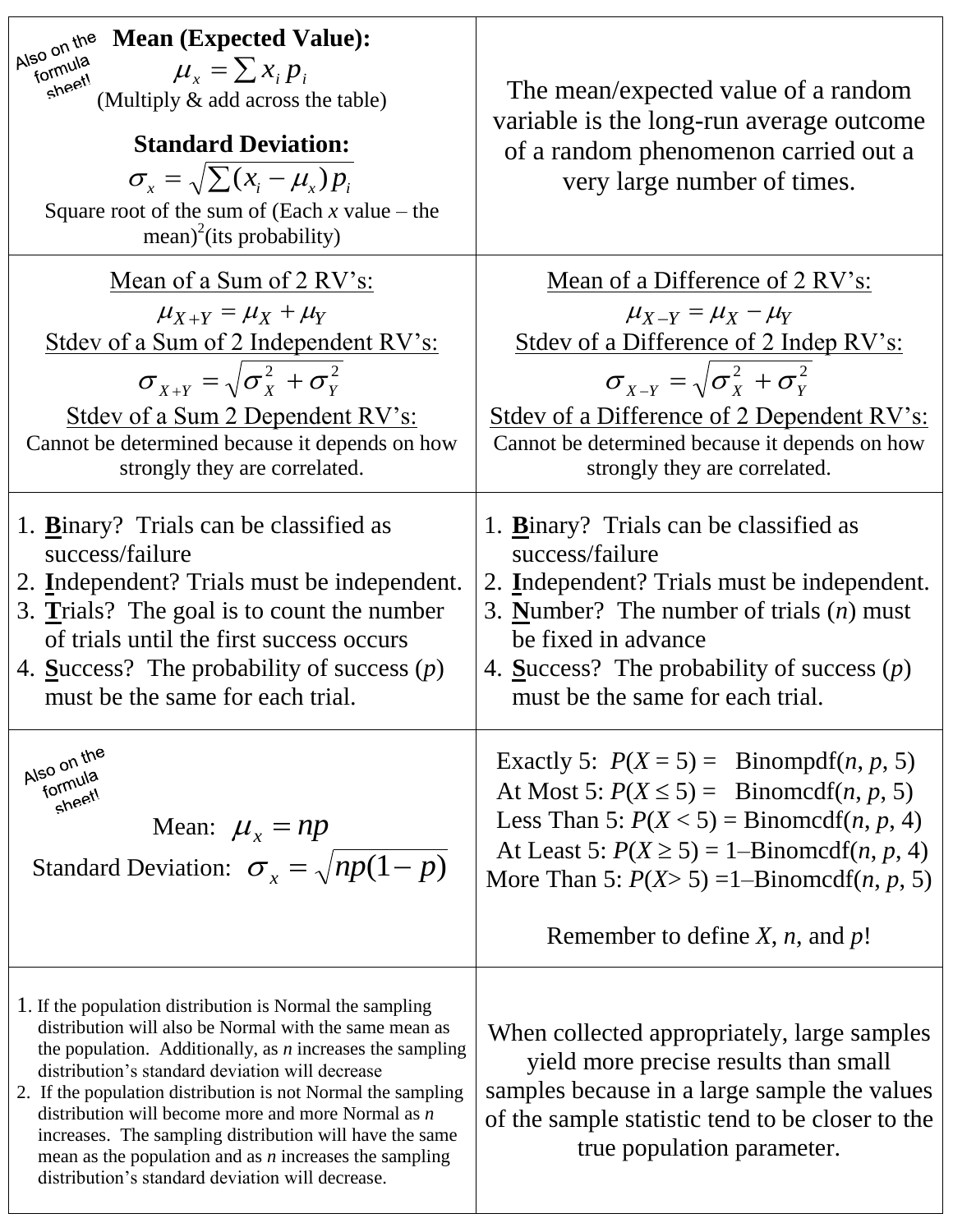| | |
|---|---|
| *Also on the formula sheet!* **Mean (Expected Value):** $\mu_x = \sum x_i p_i$ (Multiply & add across the table) **Standard Deviation:** $\sigma_x = \sqrt{\sum (x_i - \mu_x) p_i}$ Square root of the sum of (Each *x* value – the mean)$^2$(its probability) | The mean/expected value of a random variable is the long-run average outcome of a random phenomenon carried out a very large number of times. |
| Mean of a Sum of 2 RV's: $\mu_{X+Y} = \mu_X + \mu_Y$ Stdev of a Sum of 2 Independent RV's: $\sigma_{X+Y} = \sqrt{\sigma_X^2 + \sigma_Y^2}$ Stdev of a Sum 2 Dependent RV's: Cannot be determined because it depends on how strongly they are correlated. | Mean of a Difference of 2 RV's: $\mu_{X-Y} = \mu_X - \mu_Y$ Stdev of a Difference of 2 Indep RV's: $\sigma_{X-Y} = \sqrt{\sigma_X^2 + \sigma_Y^2}$ Stdev of a Difference of 2 Dependent RV's: Cannot be determined because it depends on how strongly they are correlated. |
| 1. **B**inary? Trials can be classified as success/failure 2. **I**ndependent? Trials must be independent. 3. **T**rials? The goal is to count the number of trials until the first success occurs 4. **S**uccess? The probability of success (*p*) must be the same for each trial. | 1. **B**inary? Trials can be classified as success/failure 2. **I**ndependent? Trials must be independent. 3. **N**umber? The number of trials (*n*) must be fixed in advance 4. **S**uccess? The probability of success (*p*) must be the same for each trial. |
| *Also on the formula sheet!* Mean: $\mu_x = np$ Standard Deviation: $\sigma_x = \sqrt{np(1-p)}$ | Exactly 5: $P(X = 5)$ = Binompdf(*n*, *p*, 5) At Most 5: $P(X \leq 5)$ = Binomcdf(*n*, *p*, 5) Less Than 5: $P(X < 5)$ = Binomcdf(*n*, *p*, 4) At Least 5: $P(X \geq 5)$ = 1–Binomcdf(*n*, *p*, 4) More Than 5: $P(X > 5)$ =1–Binomcdf(*n*, *p*, 5) Remember to define *X*, *n*, and *p*! |
| 1. If the population distribution is Normal the sampling distribution will also be Normal with the same mean as the population. Additionally, as *n* increases the sampling distribution's standard deviation will decrease 2. If the population distribution is not Normal the sampling distribution will become more and more Normal as *n* increases. The sampling distribution will have the same mean as the population and as *n* increases the sampling distribution's standard deviation will decrease. | When collected appropriately, large samples yield more precise results than small samples because in a large sample the values of the sample statistic tend to be closer to the true population parameter. |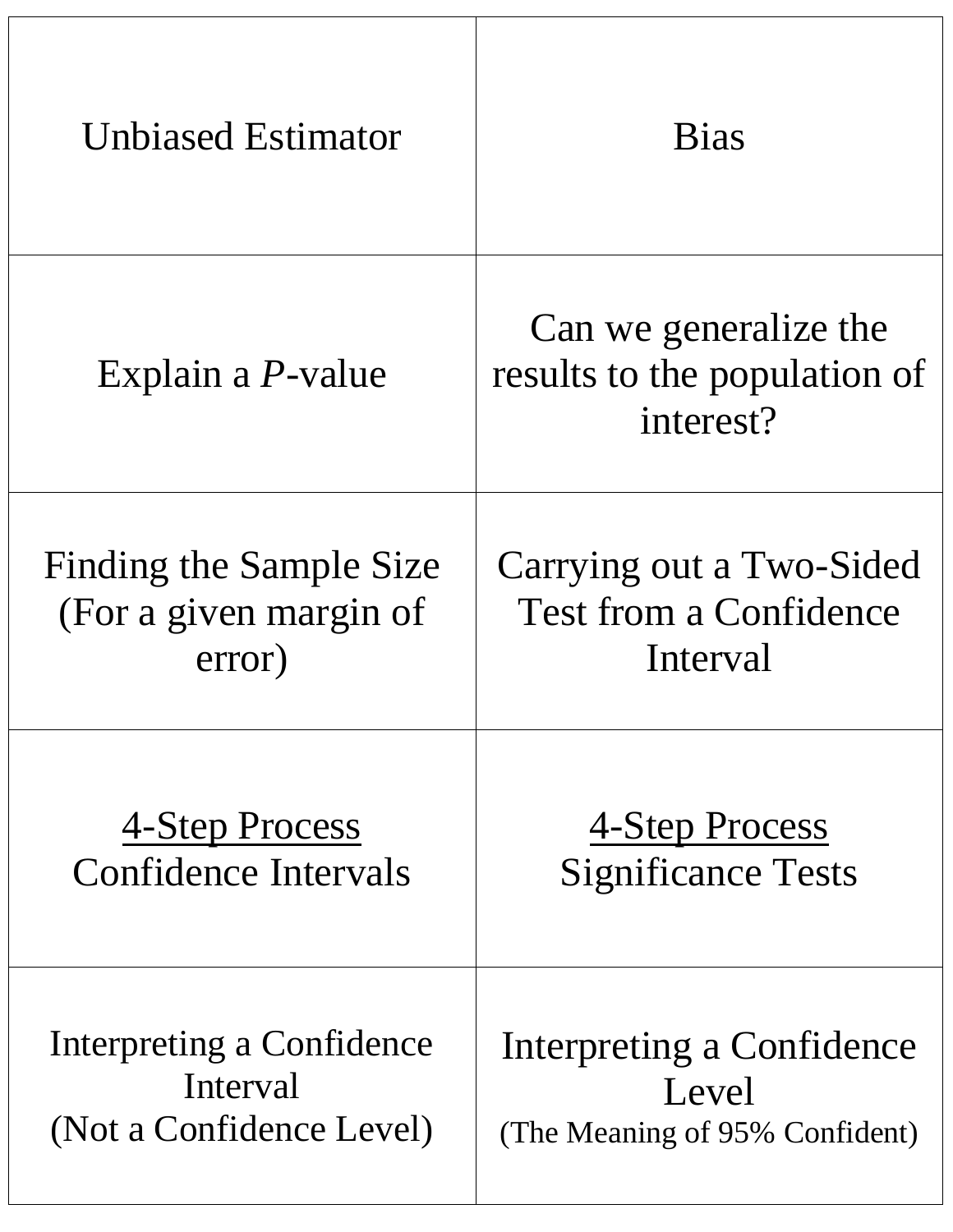| | |
|---|---|
| Unbiased Estimator | Bias |
| Explain a *P*-value | Can we generalize the results to the population of interest? |
| Finding the Sample Size (For a given margin of error) | Carrying out a Two-Sided Test from a Confidence Interval |
| <u>4-Step Process</u><br>Confidence Intervals | <u>4-Step Process</u><br>Significance Tests |
| Interpreting a Confidence Interval<br>(Not a Confidence Level) | Interpreting a Confidence Level<br>(The Meaning of 95% Confident) |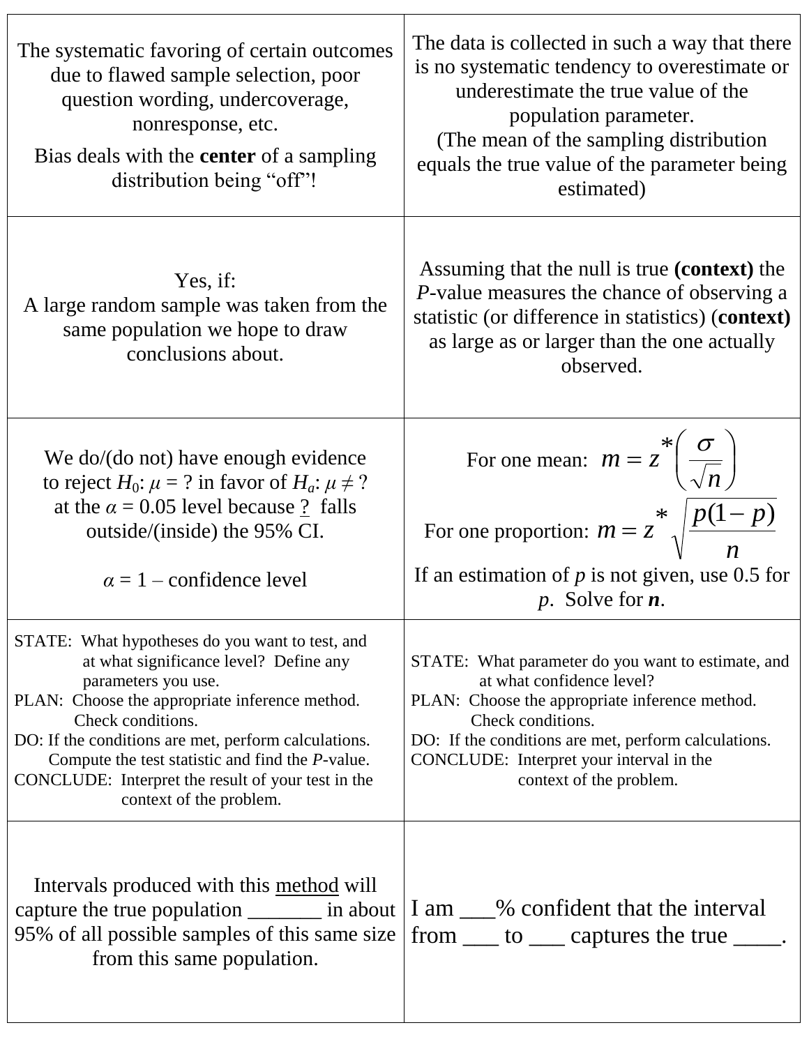| | |
|---|---|
| The systematic favoring of certain outcomes due to flawed sample selection, poor question wording, undercoverage, nonresponse, etc.<br><br>Bias deals with the **center** of a sampling distribution being "off"! | The data is collected in such a way that there is no systematic tendency to overestimate or underestimate the true value of the population parameter.<br>(The mean of the sampling distribution equals the true value of the parameter being estimated) |
| Yes, if:<br>A large random sample was taken from the same population we hope to draw conclusions about. | Assuming that the null is true **(context)** the *P*-value measures the chance of observing a statistic (or difference in statistics) (**context)** as large as or larger than the one actually observed. |
| We do/(do not) have enough evidence to reject $H_0$: $\mu$ = ? in favor of $H_a$: $\mu \neq$ ? at the $\alpha$ = 0.05 level because ? falls outside/(inside) the 95% CI.<br><br>$\alpha$ = 1 – confidence level | For one mean: $m = z^*\left(\frac{\sigma}{\sqrt{n}}\right)$<br><br>For one proportion: $m = z^*\sqrt{\frac{p(1-p)}{n}}$<br><br>If an estimation of *p* is not given, use 0.5 for *p*. Solve for ***n***. |
| STATE: What hypotheses do you want to test, and at what significance level? Define any parameters you use.<br>PLAN: Choose the appropriate inference method. Check conditions.<br>DO: If the conditions are met, perform calculations. Compute the test statistic and find the *P*-value.<br>CONCLUDE: Interpret the result of your test in the context of the problem. | STATE: What parameter do you want to estimate, and at what confidence level?<br>PLAN: Choose the appropriate inference method. Check conditions.<br>DO: If the conditions are met, perform calculations.<br>CONCLUDE: Interpret your interval in the context of the problem. |
| Intervals produced with this <u>method</u> will capture the true population _______ in about 95% of all possible samples of this same size from this same population. | I am ___% confident that the interval from ___ to ___ captures the true ____. |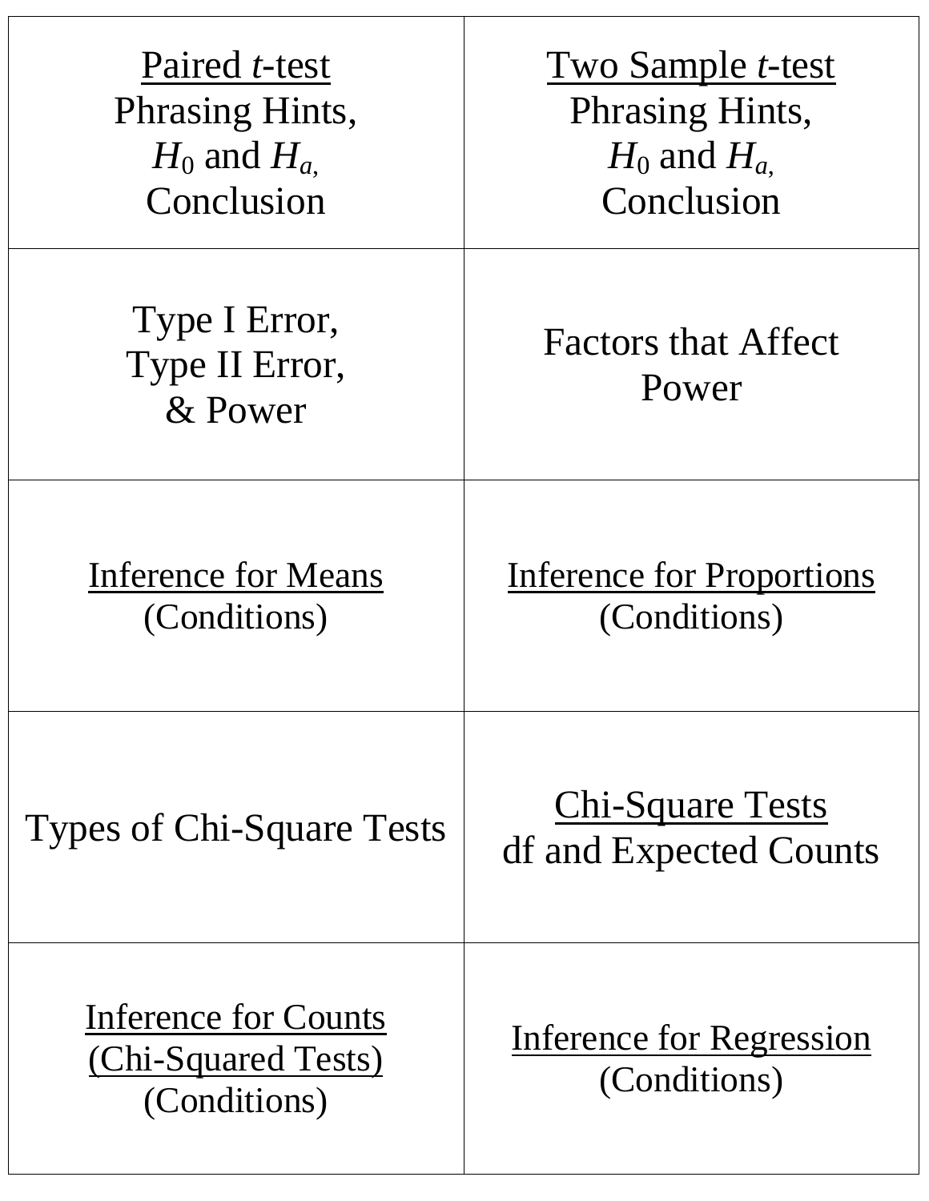| | |
|---|---|
| <u>Paired *t*-test</u><br>Phrasing Hints,<br>$H_0$ and $H_a$,<br>Conclusion | <u>Two Sample *t*-test</u><br>Phrasing Hints,<br>$H_0$ and $H_a$,<br>Conclusion |
| Type I Error,<br>Type II Error,<br>& Power | Factors that Affect Power |
| <u>Inference for Means</u><br>(Conditions) | <u>Inference for Proportions</u><br>(Conditions) |
| Types of Chi-Square Tests | <u>Chi-Square Tests</u><br>df and Expected Counts |
| <u>Inference for Counts (Chi-Squared Tests)</u><br>(Conditions) | <u>Inference for Regression</u><br>(Conditions) |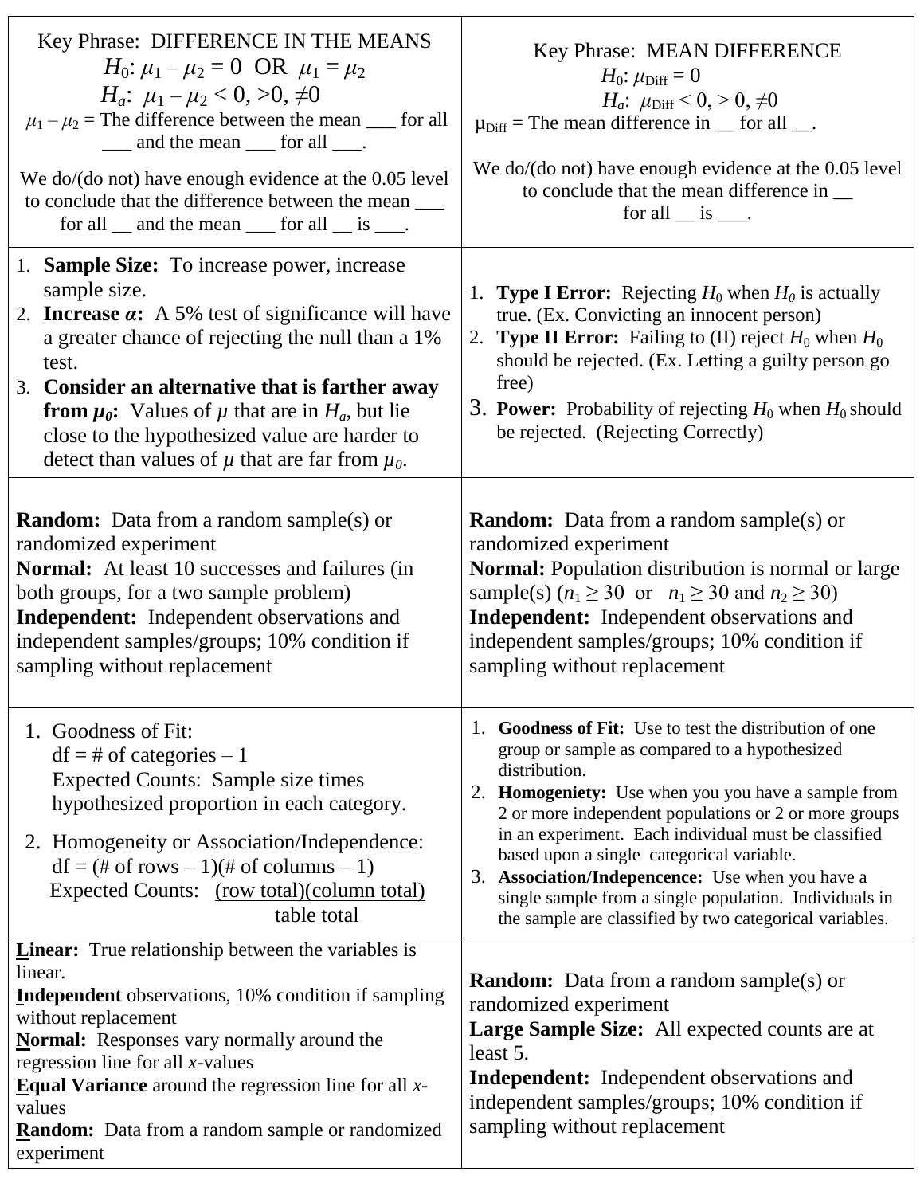| | |
|---|---|
| Key Phrase: DIFFERENCE IN THE MEANS<br>$H_0$: $\mu_1 - \mu_2 = 0$ OR $\mu_1 = \mu_2$<br>$H_a$: $\mu_1 - \mu_2 < 0, >0, \neq 0$<br>$\mu_1 - \mu_2$ = The difference between the mean ___ for all ___ and the mean ___ for all ___.<br><br>We do/(do not) have enough evidence at the 0.05 level to conclude that the difference between the mean ___ for all __ and the mean ___ for all __ is ___. | Key Phrase: MEAN DIFFERENCE<br>$H_0$: $\mu_{\text{Diff}} = 0$<br>$H_a$: $\mu_{\text{Diff}} < 0, > 0, \neq 0$<br>$\mu_{\text{Diff}}$ = The mean difference in __ for all __.<br><br>We do/(do not) have enough evidence at the 0.05 level to conclude that the mean difference in __ for all __ is ___. |
| 1. **Sample Size:** To increase power, increase sample size.<br>2. **Increase $\alpha$:** A 5% test of significance will have a greater chance of rejecting the null than a 1% test.<br>3. **Consider an alternative that is farther away from $\mu_0$:** Values of $\mu$ that are in $H_a$, but lie close to the hypothesized value are harder to detect than values of $\mu$ that are far from $\mu_0$. | 1. **Type I Error:** Rejecting $H_0$ when $H_0$ is actually true. (Ex. Convicting an innocent person)<br>2. **Type II Error:** Failing to (II) reject $H_0$ when $H_0$ should be rejected. (Ex. Letting a guilty person go free)<br>3. **Power:** Probability of rejecting $H_0$ when $H_0$ should be rejected. (Rejecting Correctly) |
| **Random:** Data from a random sample(s) or randomized experiment<br>**Normal:** At least 10 successes and failures (in both groups, for a two sample problem)<br>**Independent:** Independent observations and independent samples/groups; 10% condition if sampling without replacement | **Random:** Data from a random sample(s) or randomized experiment<br>**Normal:** Population distribution is normal or large sample(s) ($n_1 \geq 30$ or $n_1 \geq 30$ and $n_2 \geq 30$)<br>**Independent:** Independent observations and independent samples/groups; 10% condition if sampling without replacement |
| 1. Goodness of Fit:<br>df = # of categories – 1<br>Expected Counts: Sample size times hypothesized proportion in each category.<br>2. Homogeneity or Association/Independence:<br>df = (# of rows – 1)(# of columns – 1)<br>Expected Counts: $\frac{\text{(row total)(column total)}}{\text{table total}}$ | 1. **Goodness of Fit:** Use to test the distribution of one group or sample as compared to a hypothesized distribution.<br>2. **Homogeniety:** Use when you you have a sample from 2 or more independent populations or 2 or more groups in an experiment. Each individual must be classified based upon a single categorical variable.<br>3. **Association/Indepencence:** Use when you have a single sample from a single population. Individuals in the sample are classified by two categorical variables. |
| **Linear:** True relationship between the variables is linear.<br>**Independent** observations, 10% condition if sampling without replacement<br>**Normal:** Responses vary normally around the regression line for all *x*-values<br>**Equal Variance** around the regression line for all *x*-values<br>**Random:** Data from a random sample or randomized experiment | **Random:** Data from a random sample(s) or randomized experiment<br>**Large Sample Size:** All expected counts are at least 5.<br>**Independent:** Independent observations and independent samples/groups; 10% condition if sampling without replacement |